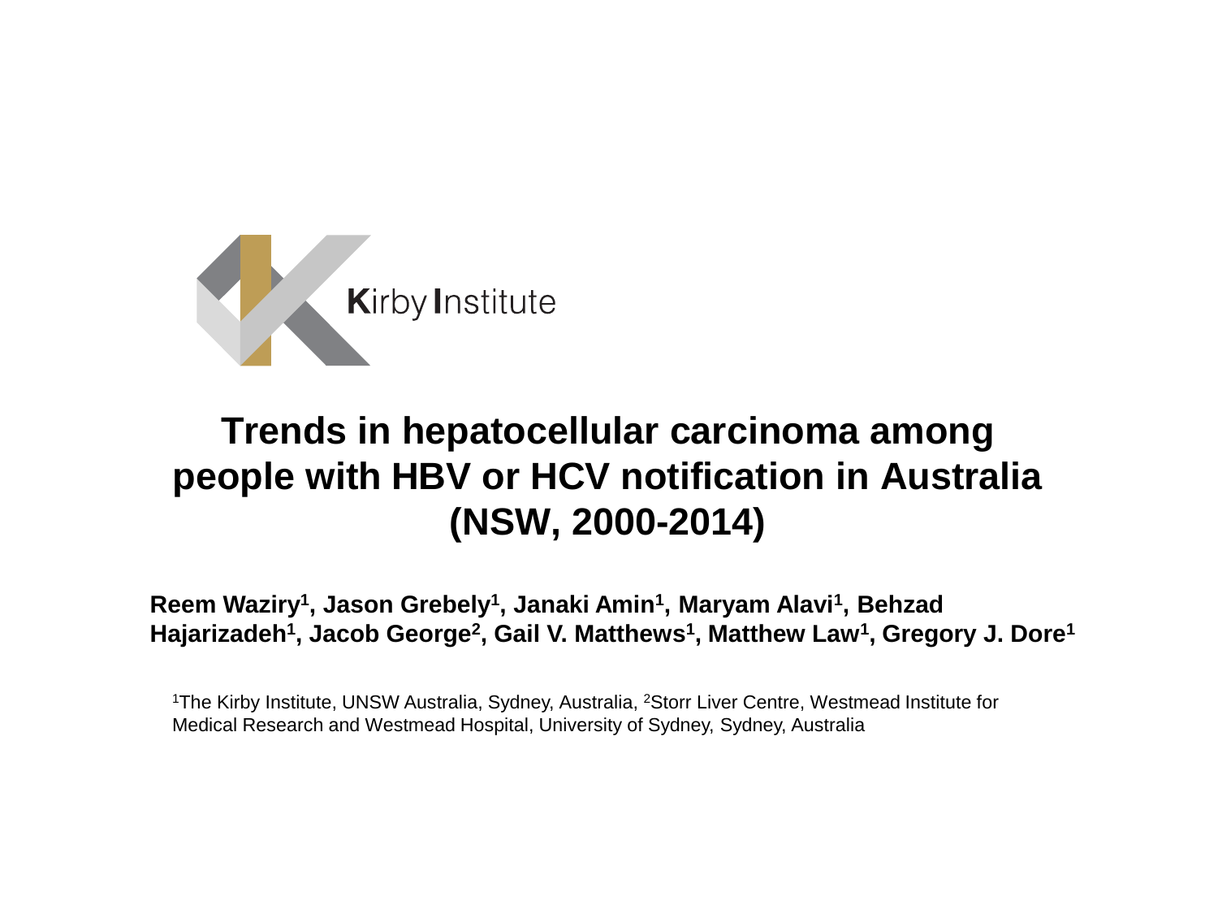Kirby Institute

# Trends in hepatocellular carcinoma among people with HBV or HCV notification in Australia (NSW, 2000-2014)

**Reem Waziry[1], Jason Grebely[1], Janaki Amin[1], Maryam Alavi[1], Behzad Hajarizadeh[1], Jacob George[2], Gail V. Matthews[1], Matthew Law[1], Gregory J. Dore[1]**

[1]The Kirby Institute, UNSW Australia, Sydney, Australia, [2]Storr Liver Centre, Westmead Institute for Medical Research and Westmead Hospital, University of Sydney, Sydney, Australia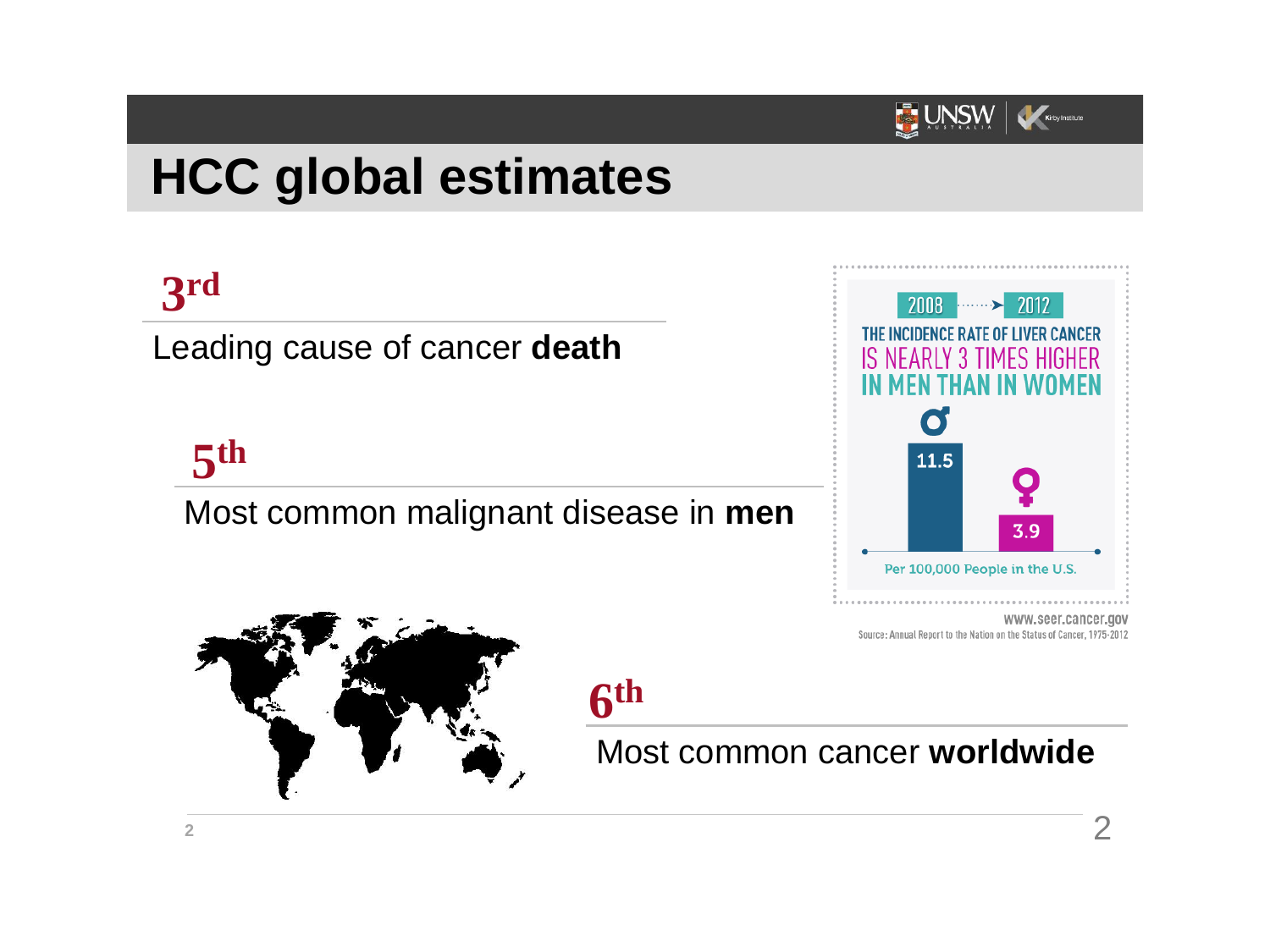# HCC global estimates

**3rd**

Leading cause of cancer **death**

**5th**

Most common malignant disease in **men**

2008 → 2012

THE INCIDENCE RATE OF LIVER CANCER IS NEARLY 3 TIMES HIGHER IN MEN THAN IN WOMEN

♂ 11.5

♀ 3.9

Per 100,000 People in the U.S.

www.seer.cancer.gov

Source: Annual Report to the Nation on the Status of Cancer, 1975-2012

**6th**

Most common cancer **worldwide**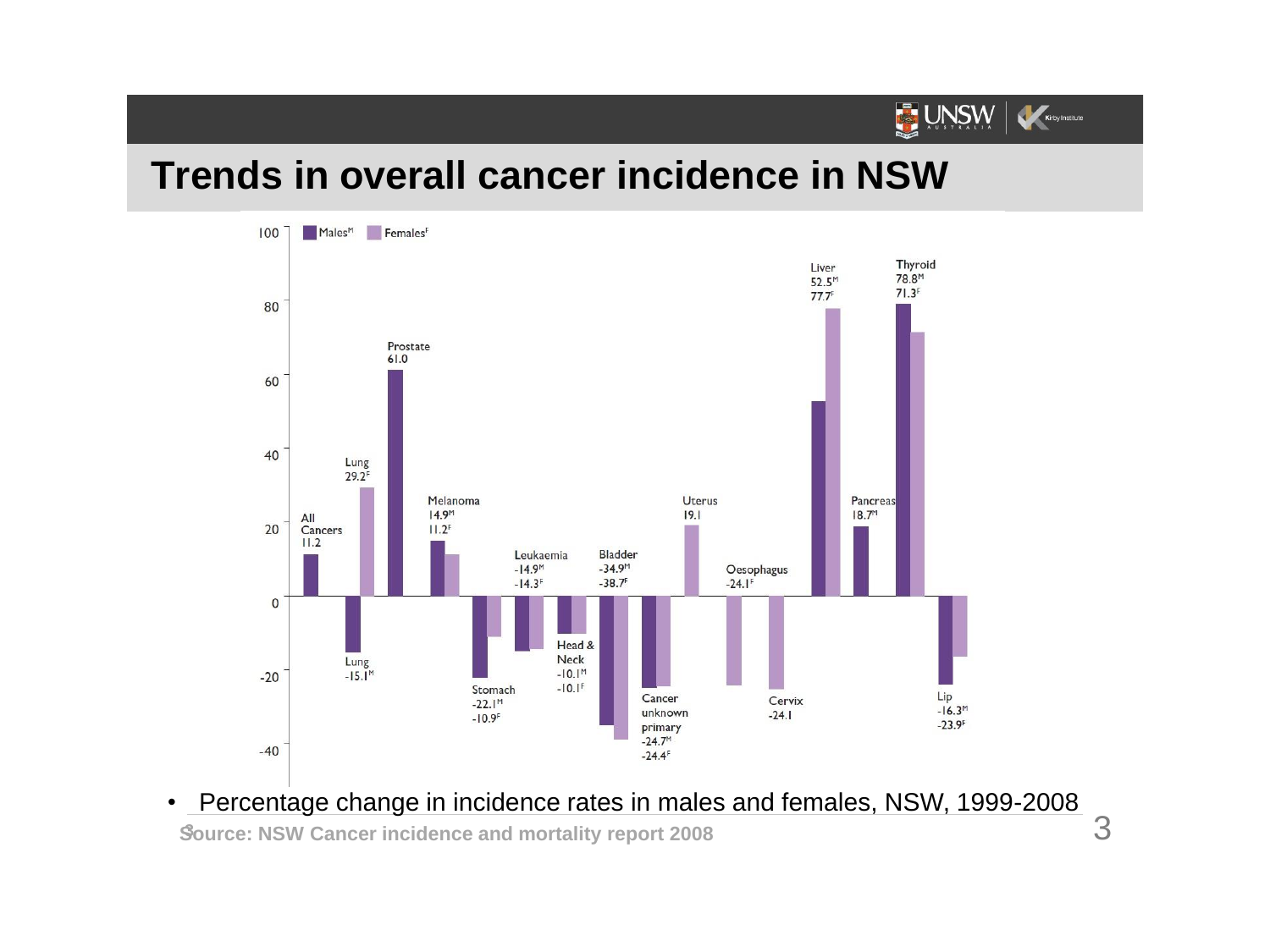# Trends in overall cancer incidence in NSW

Males[M] Females[F]

| Cancer | Males (% change) | Females (% change) |
|---|---|---|
| All Cancers | 11.2 | |
| Lung | -15.1 | 29.2 |
| Prostate | 61.0 | |
| Melanoma | 14.9 | 11.2 |
| Stomach | -22.1 | -10.9 |
| Leukaemia | -14.9 | -14.3 |
| Head & Neck | -10.1 | -10.1 |
| Bladder | -34.9 | -38.7 |
| Cancer unknown primary | -24.7 | -24.4 |
| Uterus | | 19.1 |
| Oesophagus | | -24.1 |
| Cervix | | -24.1 |
| Liver | 52.5 | 77.7 |
| Pancreas | 18.7 | |
| Thyroid | 78.8 | 71.3 |
| Lip | -16.3 | -23.9 |

- Percentage change in incidence rates in males and females, NSW, 1999-2008

Source: NSW Cancer incidence and mortality report 2008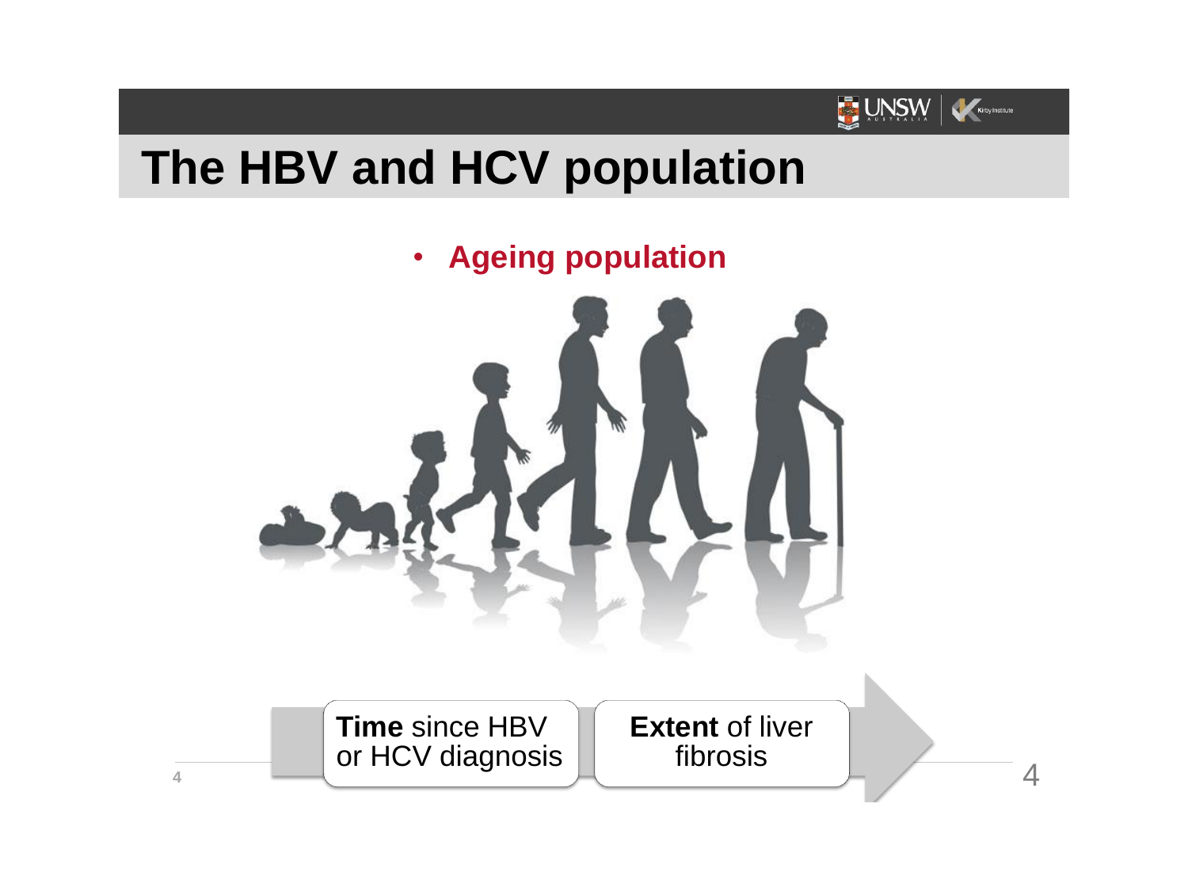# The HBV and HCV population

- **Ageing population**

**Time** since HBV or HCV diagnosis

**Extent** of liver fibrosis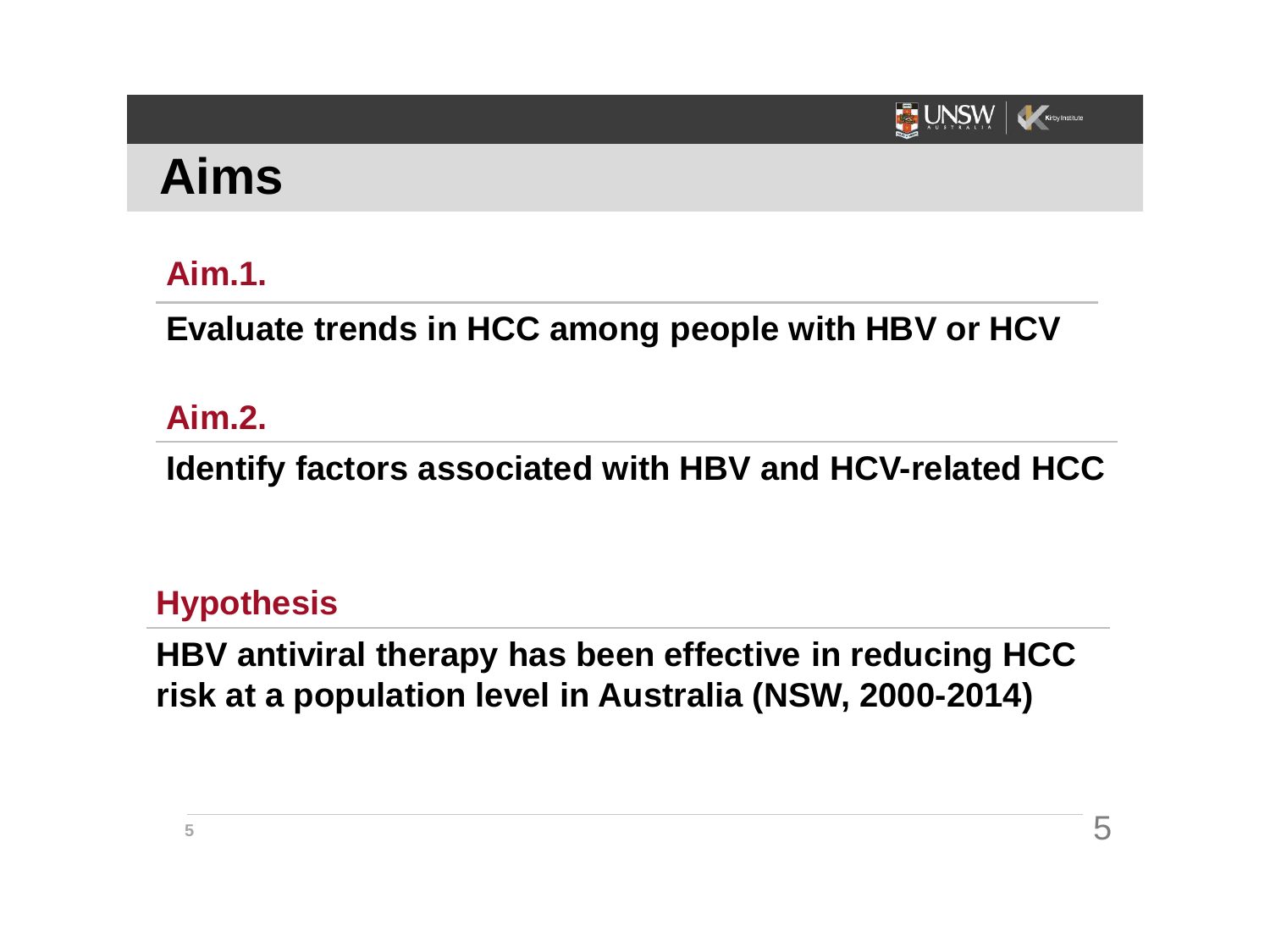# Aims

## Aim.1.

**Evaluate trends in HCC among people with HBV or HCV**

## Aim.2.

**Identify factors associated with HBV and HCV-related HCC**

## Hypothesis

**HBV antiviral therapy has been effective in reducing HCC risk at a population level in Australia (NSW, 2000-2014)**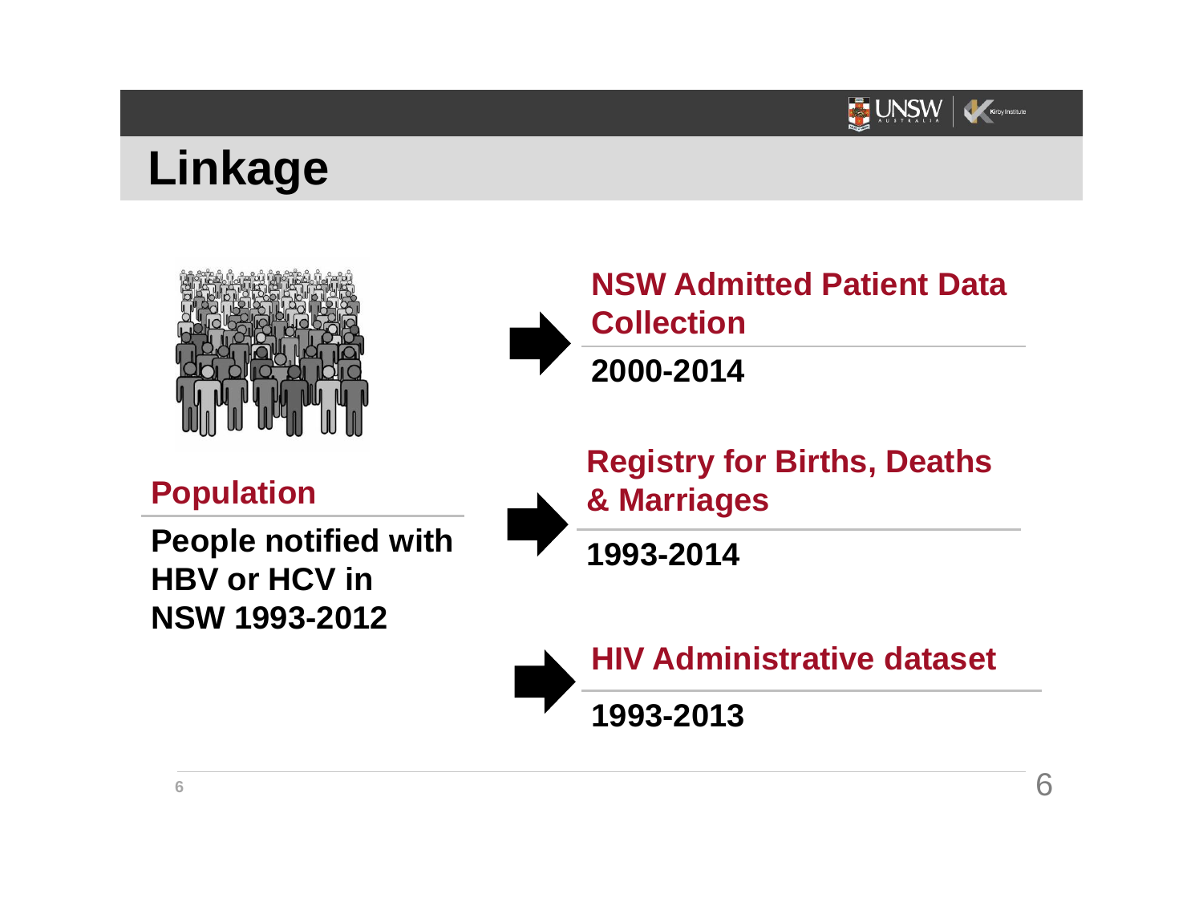# Linkage

## Population

**People notified with HBV or HCV in NSW 1993-2012**

## NSW Admitted Patient Data Collection

**2000-2014**

## Registry for Births, Deaths & Marriages

**1993-2014**

## HIV Administrative dataset

**1993-2013**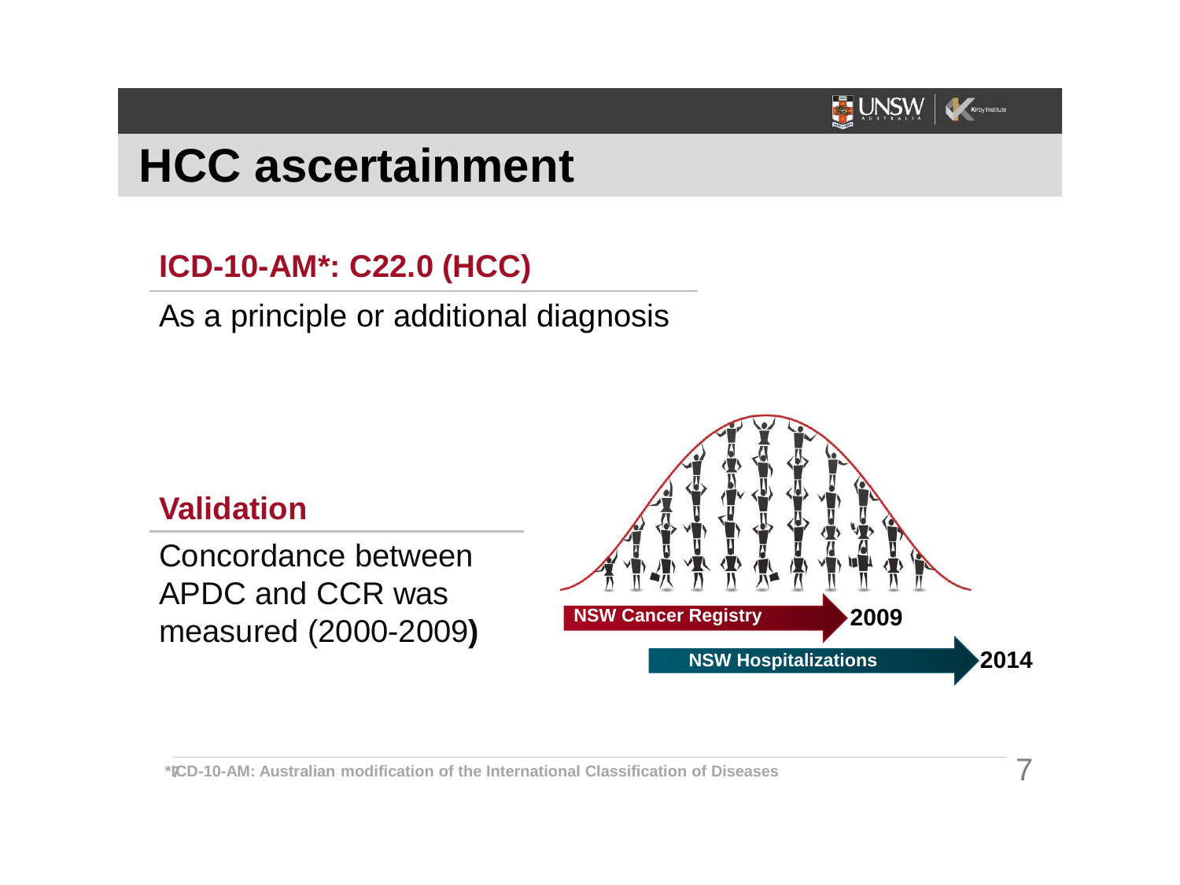# HCC ascertainment

## ICD-10-AM*: C22.0 (HCC)

As a principle or additional diagnosis

## Validation

Concordance between APDC and CCR was measured (2000-2009**)**

NSW Cancer Registry **2009**

NSW Hospitalizations **2014**

*ICD-10-AM: Australian modification of the International Classification of Diseases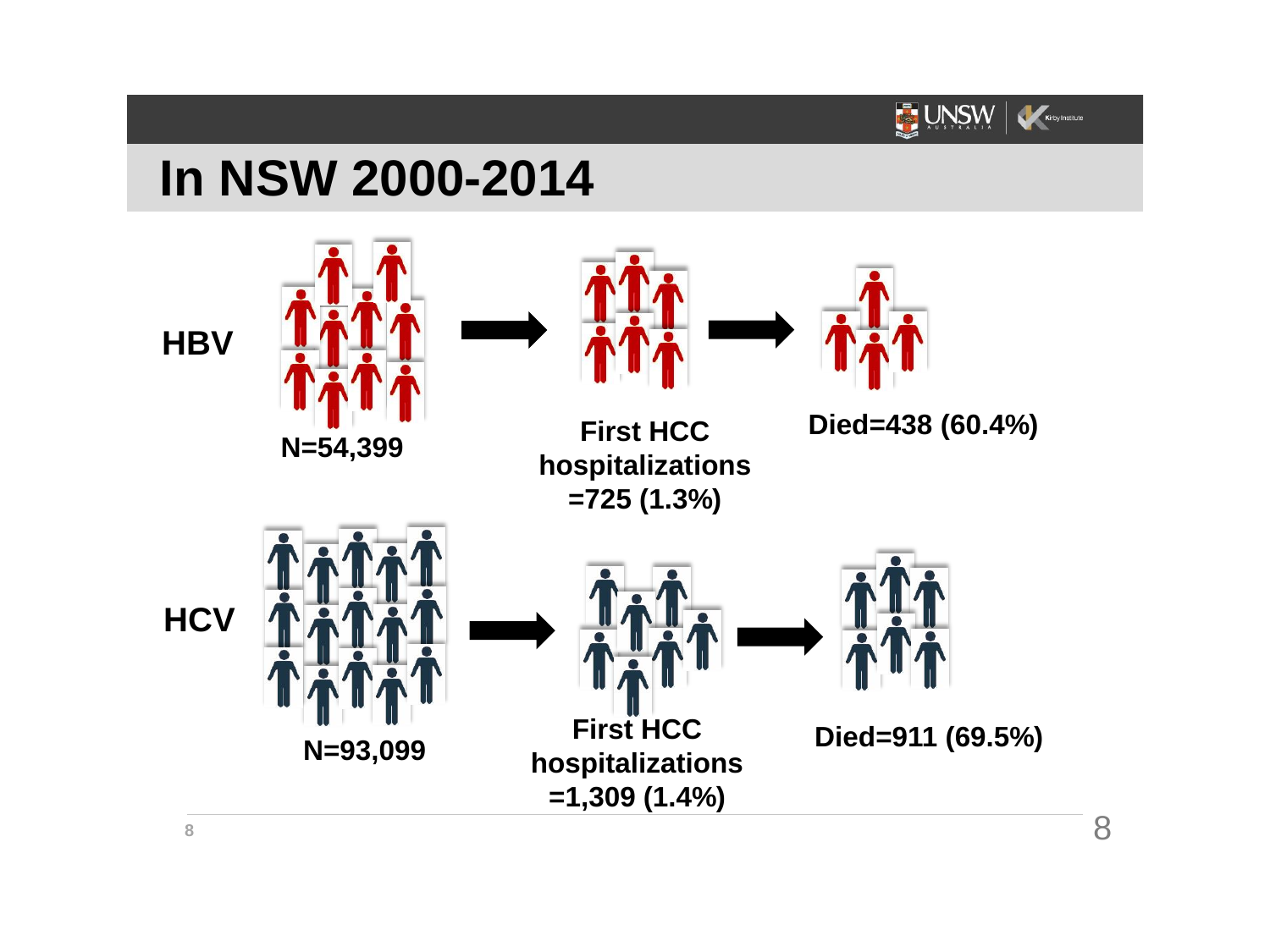# In NSW 2000-2014

**HBV**

**N=54,399**

**First HCC hospitalizations =725 (1.3%)**

**Died=438 (60.4%)**

**HCV**

**N=93,099**

**First HCC hospitalizations =1,309 (1.4%)**

**Died=911 (69.5%)**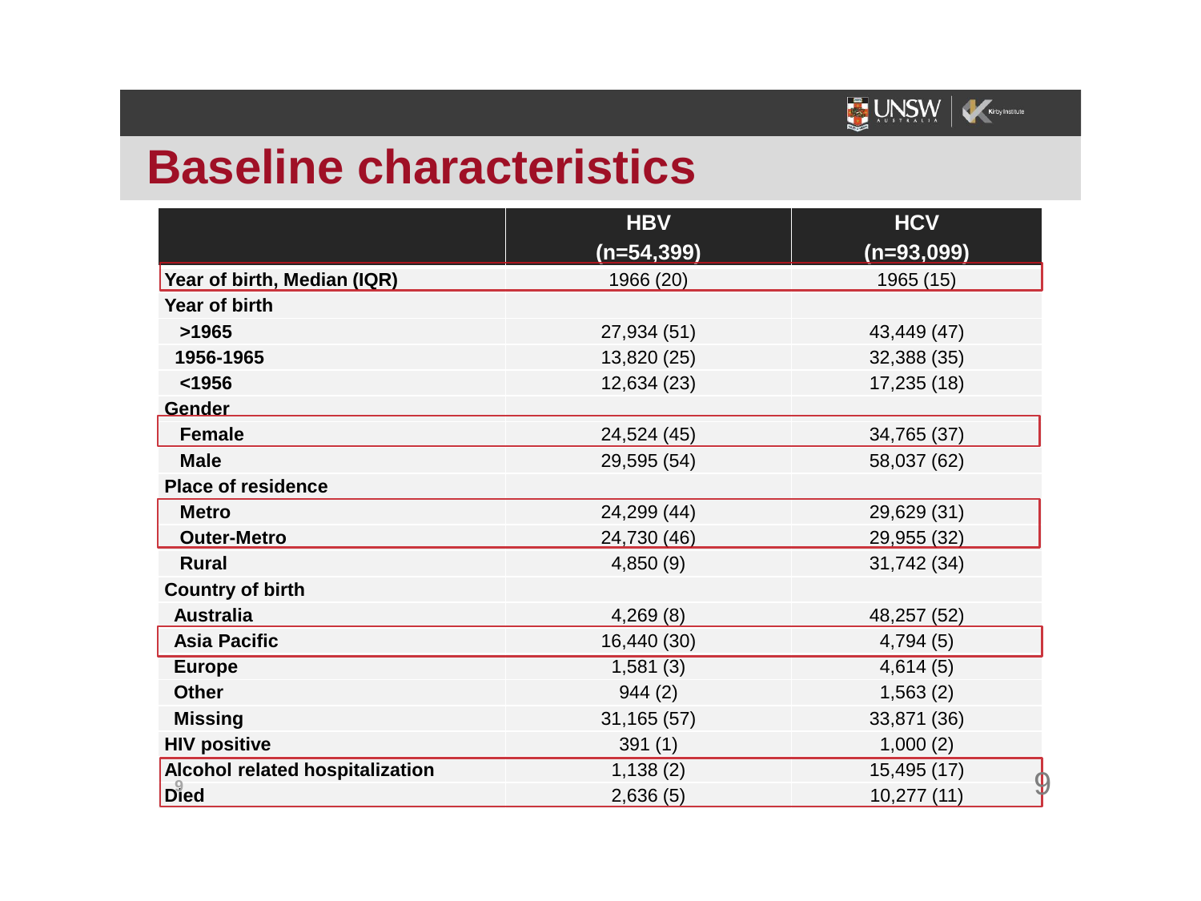# Baseline characteristics

| | HBV (n=54,399) | HCV (n=93,099) |
|---|---|---|
| **Year of birth, Median (IQR)** | 1966 (20) | 1965 (15) |
| **Year of birth** | | |
| **>1965** | 27,934 (51) | 43,449 (47) |
| **1956-1965** | 13,820 (25) | 32,388 (35) |
| **<1956** | 12,634 (23) | 17,235 (18) |
| **Gender** | | |
| **Female** | 24,524 (45) | 34,765 (37) |
| **Male** | 29,595 (54) | 58,037 (62) |
| **Place of residence** | | |
| **Metro** | 24,299 (44) | 29,629 (31) |
| **Outer-Metro** | 24,730 (46) | 29,955 (32) |
| **Rural** | 4,850 (9) | 31,742 (34) |
| **Country of birth** | | |
| **Australia** | 4,269 (8) | 48,257 (52) |
| **Asia Pacific** | 16,440 (30) | 4,794 (5) |
| **Europe** | 1,581 (3) | 4,614 (5) |
| **Other** | 944 (2) | 1,563 (2) |
| **Missing** | 31,165 (57) | 33,871 (36) |
| **HIV positive** | 391 (1) | 1,000 (2) |
| **Alcohol related hospitalization** | 1,138 (2) | 15,495 (17) |
| **Died** | 2,636 (5) | 10,277 (11) |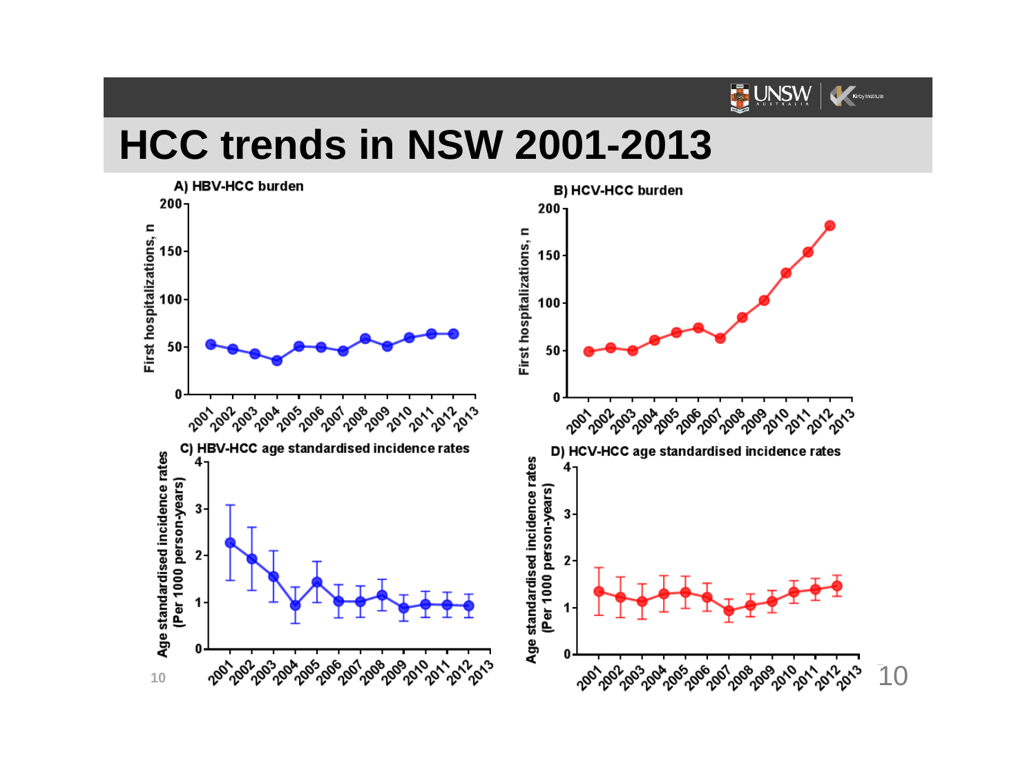# HCC trends in NSW 2001-2013

**A) HBV-HCC burden**

**B) HCV-HCC burden**

**C) HBV-HCC age standardised incidence rates**

**D) HCV-HCC age standardised incidence rates**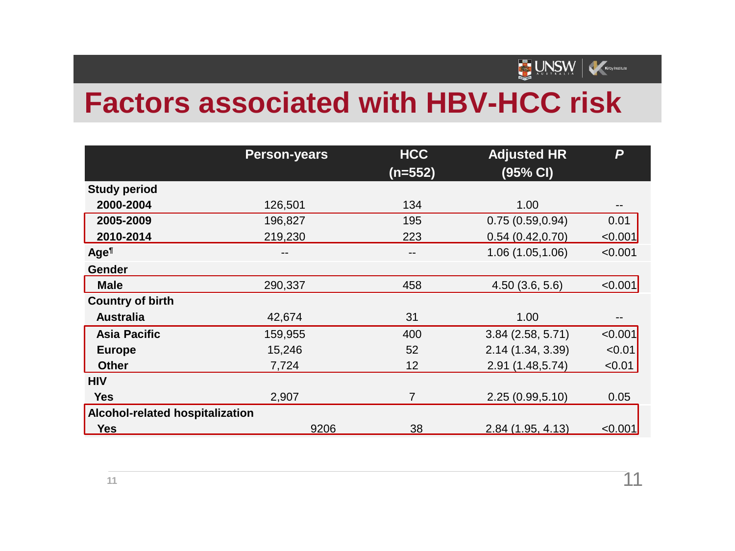# Factors associated with HBV-HCC risk

|  | Person-years | HCC (n=552) | Adjusted HR (95% CI) | *P* |
|---|---|---|---|---|
| **Study period** |  |  |  |  |
| **2000-2004** | 126,501 | 134 | 1.00 | -- |
| **2005-2009** | 196,827 | 195 | 0.75 (0.59,0.94) | 0.01 |
| **2010-2014** | 219,230 | 223 | 0.54 (0.42,0.70) | <0.001 |
| **Age**[¶] | -- | -- | 1.06 (1.05,1.06) | <0.001 |
| **Gender** |  |  |  |  |
| **Male** | 290,337 | 458 | 4.50 (3.6, 5.6) | <0.001 |
| **Country of birth** |  |  |  |  |
| **Australia** | 42,674 | 31 | 1.00 | -- |
| **Asia Pacific** | 159,955 | 400 | 3.84 (2.58, 5.71) | <0.001 |
| **Europe** | 15,246 | 52 | 2.14 (1.34, 3.39) | <0.01 |
| **Other** | 7,724 | 12 | 2.91 (1.48,5.74) | <0.01 |
| **HIV** |  |  |  |  |
| **Yes** | 2,907 | 7 | 2.25 (0.99,5.10) | 0.05 |
| **Alcohol-related hospitalization** |  |  |  |  |
| **Yes** | 9206 | 38 | 2.84 (1.95, 4.13) | <0.001 |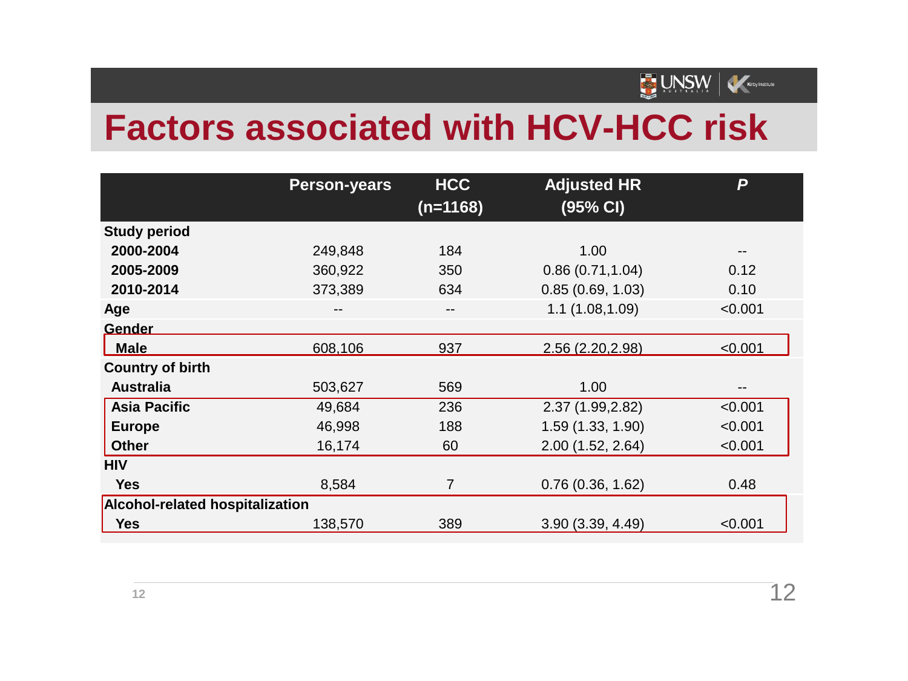# Factors associated with HCV-HCC risk

| | Person-years | HCC (n=1168) | Adjusted HR (95% CI) | *P* |
|---|---|---|---|---|
| **Study period** | | | | |
| **2000-2004** | 249,848 | 184 | 1.00 | -- |
| **2005-2009** | 360,922 | 350 | 0.86 (0.71,1.04) | 0.12 |
| **2010-2014** | 373,389 | 634 | 0.85 (0.69, 1.03) | 0.10 |
| **Age** | -- | -- | 1.1 (1.08,1.09) | <0.001 |
| **Gender** | | | | |
| **Male** | 608,106 | 937 | 2.56 (2.20,2.98) | <0.001 |
| **Country of birth** | | | | |
| **Australia** | 503,627 | 569 | 1.00 | -- |
| **Asia Pacific** | 49,684 | 236 | 2.37 (1.99,2.82) | <0.001 |
| **Europe** | 46,998 | 188 | 1.59 (1.33, 1.90) | <0.001 |
| **Other** | 16,174 | 60 | 2.00 (1.52, 2.64) | <0.001 |
| **HIV** | | | | |
| **Yes** | 8,584 | 7 | 0.76 (0.36, 1.62) | 0.48 |
| **Alcohol-related hospitalization** | | | | |
| **Yes** | 138,570 | 389 | 3.90 (3.39, 4.49) | <0.001 |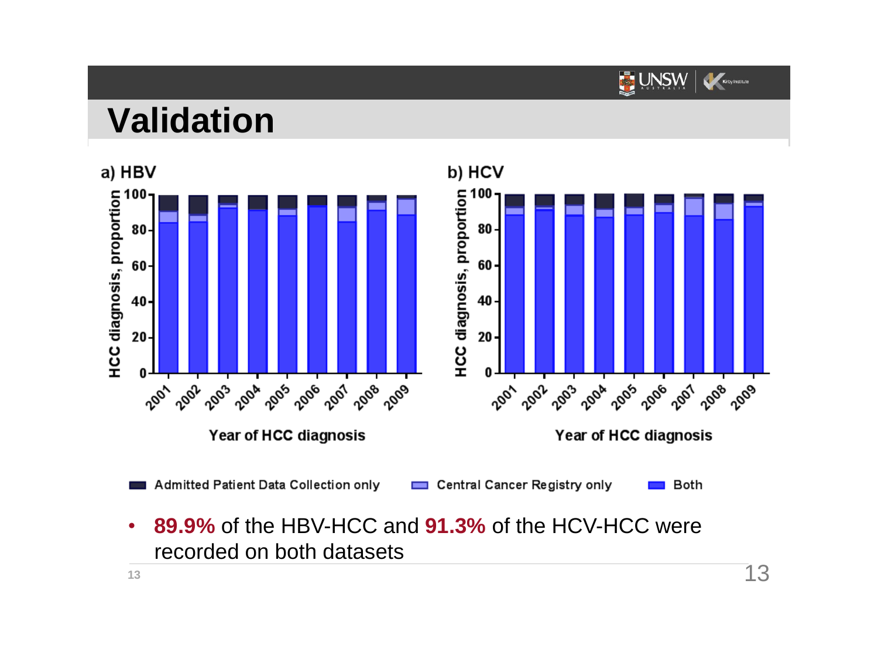# Validation

a) HBV

b) HCV

Legend: Admitted Patient Data Collection only | Central Cancer Registry only | Both

Y-axis: HCC diagnosis, proportion

X-axis: Year of HCC diagnosis (2001–2009)

- **89.9%** of the HBV-HCC and **91.3%** of the HCV-HCC were recorded on both datasets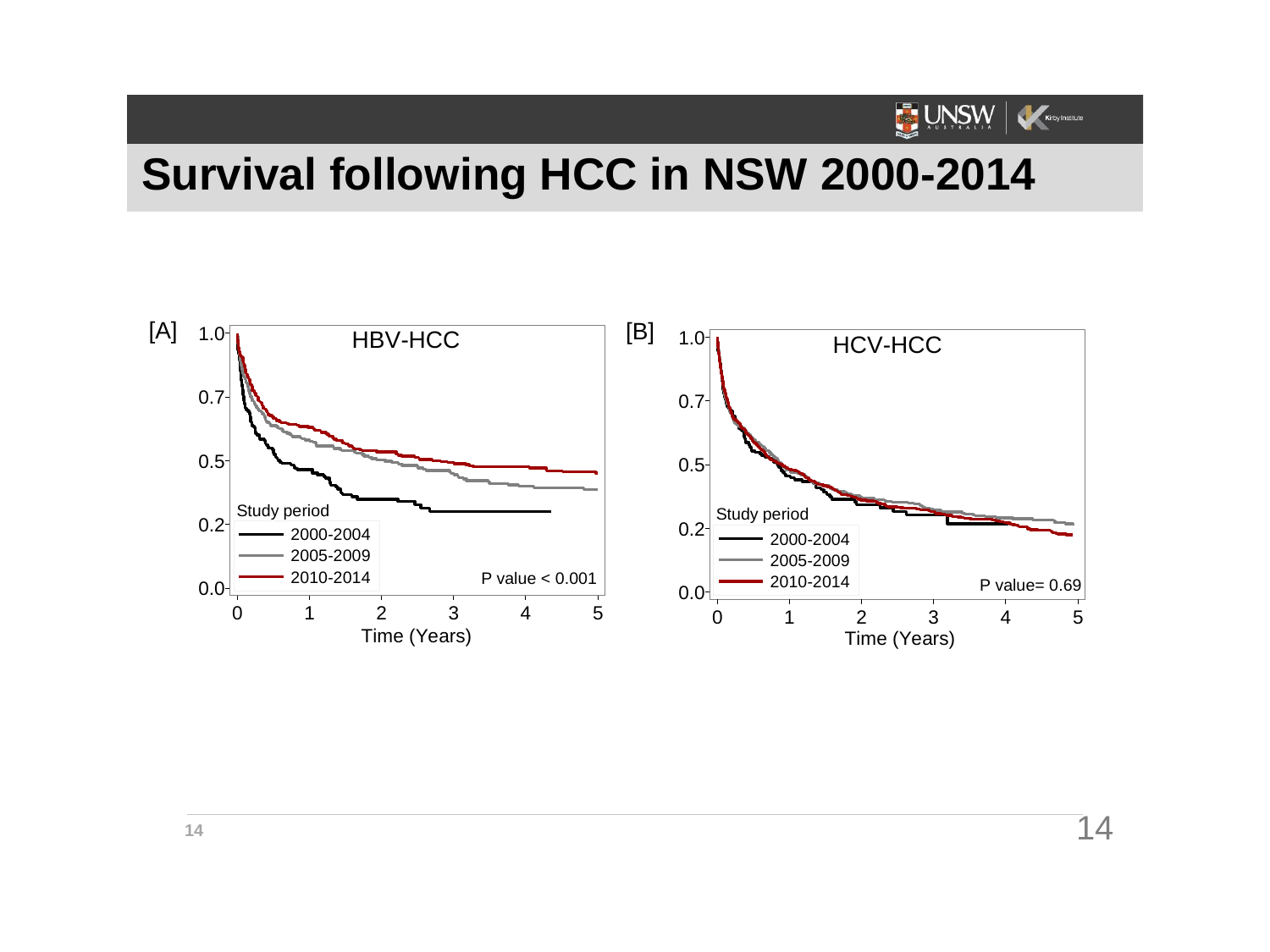# Survival following HCC in NSW 2000-2014

[A] HBV-HCC

Study period
- 2000-2004
- 2005-2009
- 2010-2014

P value < 0.001

Time (Years)

[B] HCV-HCC

Study period
- 2000-2004
- 2005-2009
- 2010-2014

P value= 0.69

Time (Years)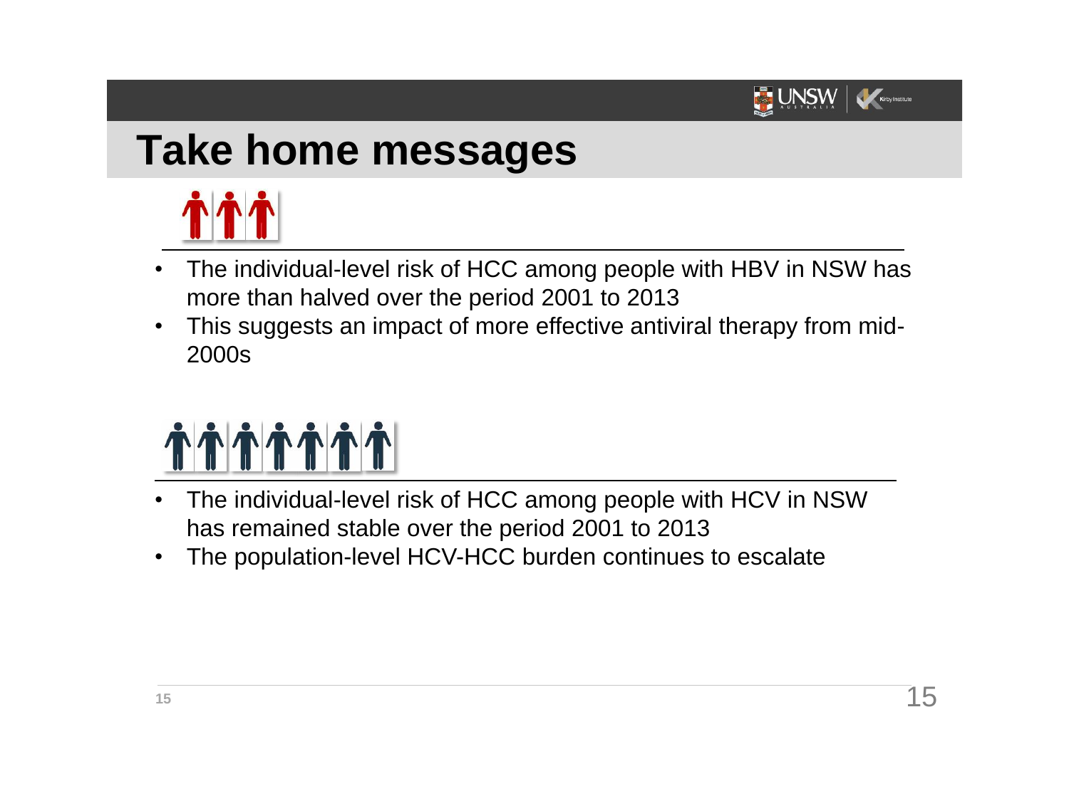# Take home messages

- The individual-level risk of HCC among people with HBV in NSW has more than halved over the period 2001 to 2013
- This suggests an impact of more effective antiviral therapy from mid-2000s

- The individual-level risk of HCC among people with HCV in NSW has remained stable over the period 2001 to 2013
- The population-level HCV-HCC burden continues to escalate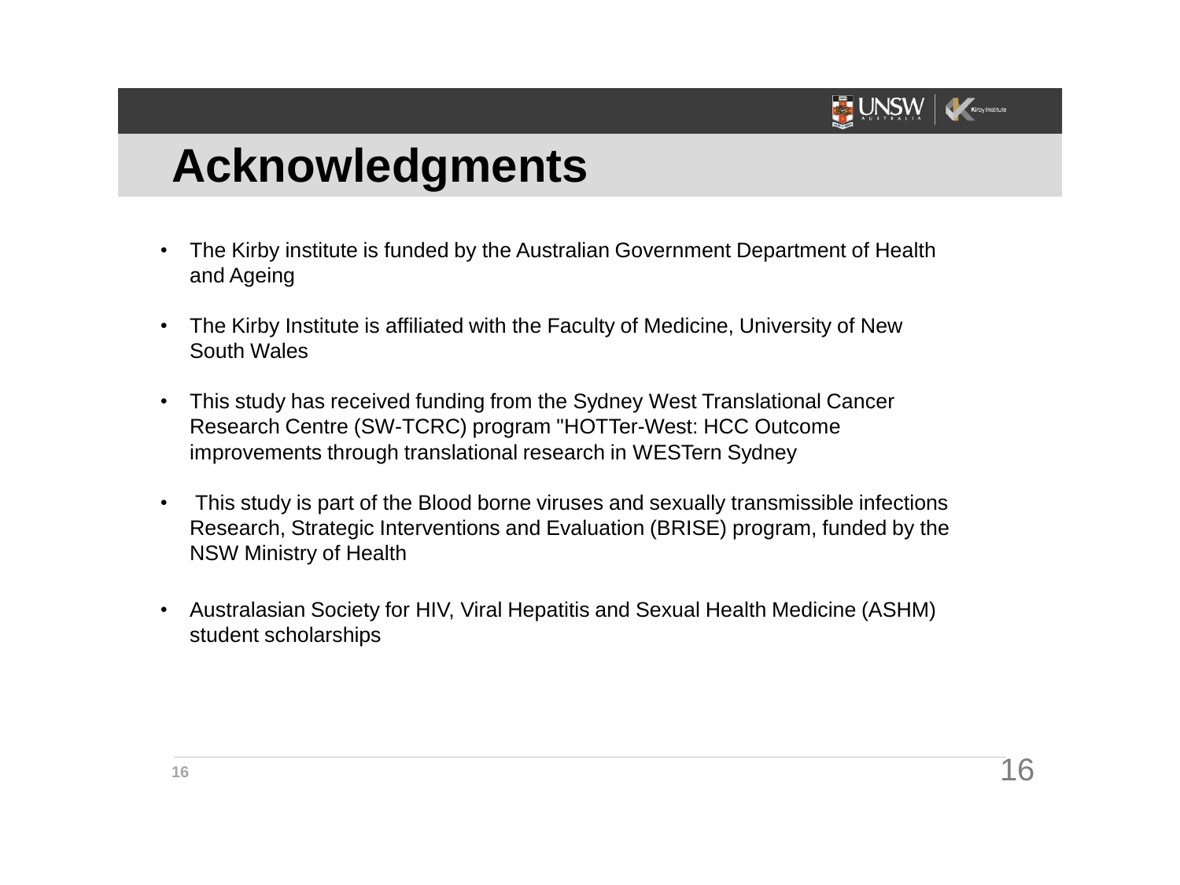# Acknowledgments

- The Kirby institute is funded by the Australian Government Department of Health and Ageing
- The Kirby Institute is affiliated with the Faculty of Medicine, University of New South Wales
- This study has received funding from the Sydney West Translational Cancer Research Centre (SW-TCRC) program "HOTTer-West: HCC Outcome improvements through translational research in WESTern Sydney
- This study is part of the Blood borne viruses and sexually transmissible infections Research, Strategic Interventions and Evaluation (BRISE) program, funded by the NSW Ministry of Health
- Australasian Society for HIV, Viral Hepatitis and Sexual Health Medicine (ASHM) student scholarships